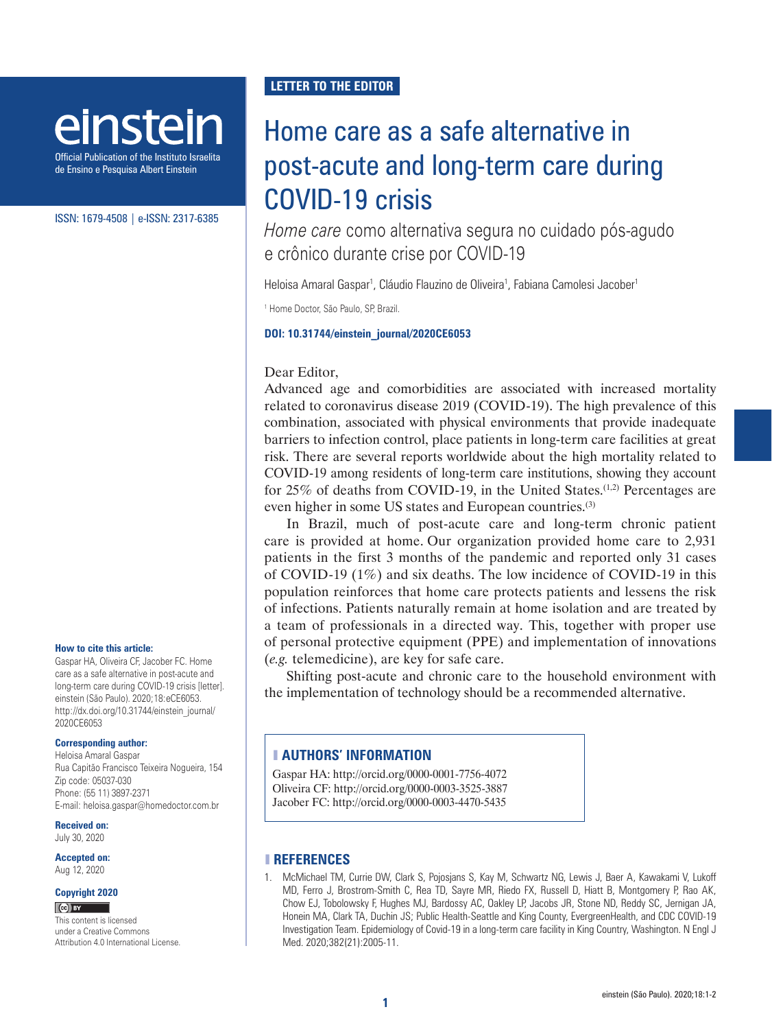LETTER TO THE EDITOR

# Home care as a safe alternative in post-acute and long-term care during COVID-19 crisis

## *Home care* como alternativa segura no cuidado pós-agudo e crônico durante crise por COVID-19

Heloisa Amaral Gaspar[1], Cláudio Flauzino de Oliveira[1], Fabiana Camolesi Jacober[1]

[1] Home Doctor, São Paulo, SP, Brazil.

**DOI: 10.31744/einstein_journal/2020CE6053**

Dear Editor,

Advanced age and comorbidities are associated with increased mortality related to coronavirus disease 2019 (COVID-19). The high prevalence of this combination, associated with physical environments that provide inadequate barriers to infection control, place patients in long-term care facilities at great risk. There are several reports worldwide about the high mortality related to COVID-19 among residents of long-term care institutions, showing they account for 25% of deaths from COVID-19, in the United States.[1,2] Percentages are even higher in some US states and European countries.[3]

In Brazil, much of post-acute care and long-term chronic patient care is provided at home. Our organization provided home care to 2,931 patients in the first 3 months of the pandemic and reported only 31 cases of COVID-19 (1%) and six deaths. The low incidence of COVID-19 in this population reinforces that home care protects patients and lessens the risk of infections. Patients naturally remain at home isolation and are treated by a team of professionals in a directed way. This, together with proper use of personal protective equipment (PPE) and implementation of innovations (*e.g.* telemedicine), are key for safe care.

Shifting post-acute and chronic care to the household environment with the implementation of technology should be a recommended alternative.

**How to cite this article:**
Gaspar HA, Oliveira CF, Jacober FC. Home care as a safe alternative in post-acute and long-term care during COVID-19 crisis [letter]. einstein (São Paulo). 2020;18:eCE6053. http://dx.doi.org/10.31744/einstein_journal/2020CE6053

**Corresponding author:**
Heloisa Amaral Gaspar
Rua Capitão Francisco Teixeira Nogueira, 154
Zip code: 05037-030
Phone: (55 11) 3897-2371
E-mail: heloisa.gaspar@homedoctor.com.br

**Received on:**
July 30, 2020

**Accepted on:**
Aug 12, 2020

**Copyright 2020**
This content is licensed under a Creative Commons Attribution 4.0 International License.

## AUTHORS' INFORMATION

Gaspar HA: http://orcid.org/0000-0001-7756-4072
Oliveira CF: http://orcid.org/0000-0003-3525-3887
Jacober FC: http://orcid.org/0000-0003-4470-5435

## REFERENCES

1. McMichael TM, Currie DW, Clark S, Pojosjans S, Kay M, Schwartz NG, Lewis J, Baer A, Kawakami V, Lukoff MD, Ferro J, Brostrom-Smith C, Rea TD, Sayre MR, Riedo FX, Russell D, Hiatt B, Montgomery P, Rao AK, Chow EJ, Tobolowsky F, Hughes MJ, Bardossy AC, Oakley LP, Jacobs JR, Stone ND, Reddy SC, Jernigan JA, Honein MA, Clark TA, Duchin JS; Public Health-Seattle and King County, EvergreenHealth, and CDC COVID-19 Investigation Team. Epidemiology of Covid-19 in a long-term care facility in King Country, Washington. N Engl J Med. 2020;382(21):2005-11.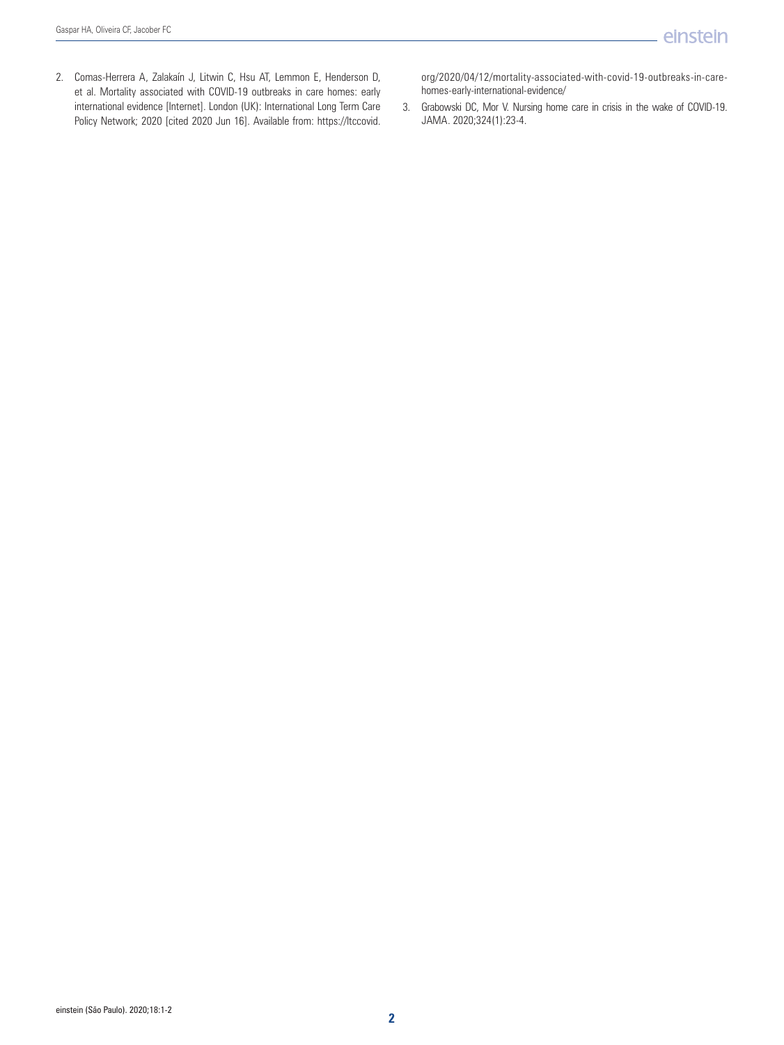2. Comas-Herrera A, Zalakaín J, Litwin C, Hsu AT, Lemmon E, Henderson D, et al. Mortality associated with COVID-19 outbreaks in care homes: early international evidence [Internet]. London (UK): International Long Term Care Policy Network; 2020 [cited 2020 Jun 16]. Available from: https://ltccovid.org/2020/04/12/mortality-associated-with-covid-19-outbreaks-in-care-homes-early-international-evidence/
3. Grabowski DC, Mor V. Nursing home care in crisis in the wake of COVID-19. JAMA. 2020;324(1):23-4.